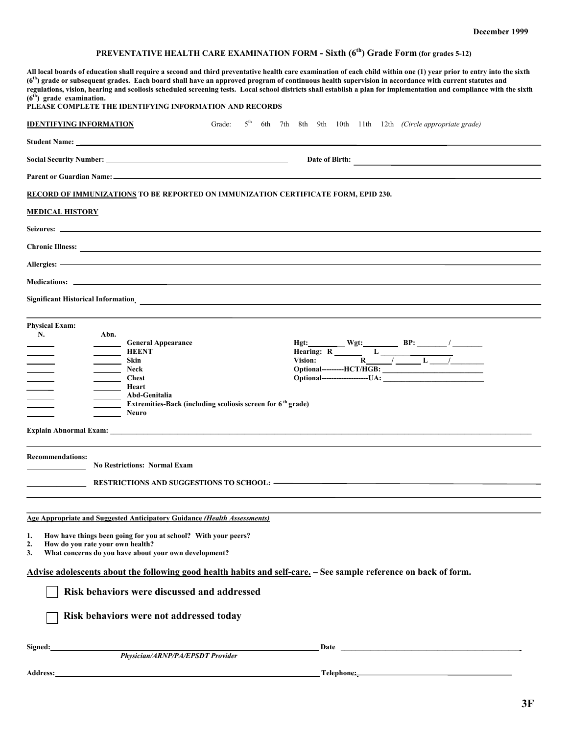December 1999

# PREVENTATIVE HEALTH CARE EXAMINATION FORM - Sixth (6th) Grade Form (for grades 5-12)

**All local boards of education shall require a second and third preventative health care examination of each child within one (1) year prior to entry into the sixth (6th) grade or subsequent grades. Each board shall have an approved program of continuous health supervision in accordance with current statutes and regulations, vision, hearing and scoliosis scheduled screening tests. Local school districts shall establish a plan for implementation and compliance with the sixth (6th) grade examination.**

**PLEASE COMPLETE THE IDENTIFYING INFORMATION AND RECORDS**

**IDENTIFYING INFORMATION** Grade: 5th 6th 7th 8th 9th 10th 11th 12th *(Circle appropriate grade)*

**Student Name:** ______________________________

**Social Security Number:** ______________________ **Date of Birth:** ______________________

**Parent or Guardian Name:** ______________________________

**RECORD OF IMMUNIZATIONS TO BE REPORTED ON IMMUNIZATION CERTIFICATE FORM, EPID 230.**

**MEDICAL HISTORY**

**Seizures:** ______________________________

**Chronic Illness:** ______________________________

**Allergies:** ______________________________

**Medications:** ______________________________

**Significant Historical Information** ______________________________

**Physical Exam:**

| N. | Abn. | | |
|---|---|---|---|
| ____ | ____ | General Appearance | Hgt:______ Wgt:______ BP: ______ / ______ |
| ____ | ____ | HEENT | Hearing: R ______ L ______ |
| ____ | ____ | Skin | Vision: R ____ / ____ L ____ / ____ |
| ____ | ____ | Neck | Optional---------HCT/HGB: ______________ |
| ____ | ____ | Chest | Optional--------------------UA: ______________ |
| ____ | ____ | Heart | |
| ____ | ____ | Abd-Genitalia | |
| ____ | ____ | Extremities-Back (including scoliosis screen for 6th grade) | |
| ____ | ____ | Neuro | |

**Explain Abnormal Exam:** ______________________________

**Recommendations:**

______ **No Restrictions: Normal Exam**

______ **RESTRICTIONS AND SUGGESTIONS TO SCHOOL:** ______________________________

**Age Appropriate and Suggested Anticipatory Guidance** ***(Health Assessments)***

1. **How have things been going for you at school? With your peers?**
2. **How do you rate your own health?**
3. **What concerns do you have about your own development?**

**Advise adolescents about the following good health habits and self-care. – See sample reference on back of form.**

☐ **Risk behaviors were discussed and addressed**

☐ **Risk behaviors were not addressed today**

**Signed:** ______________________________ **Date** ______________________
*Physician/ARNP/PA/EPSDT Provider*

**Address:** ______________________________ **Telephone:** ______________________

**3F**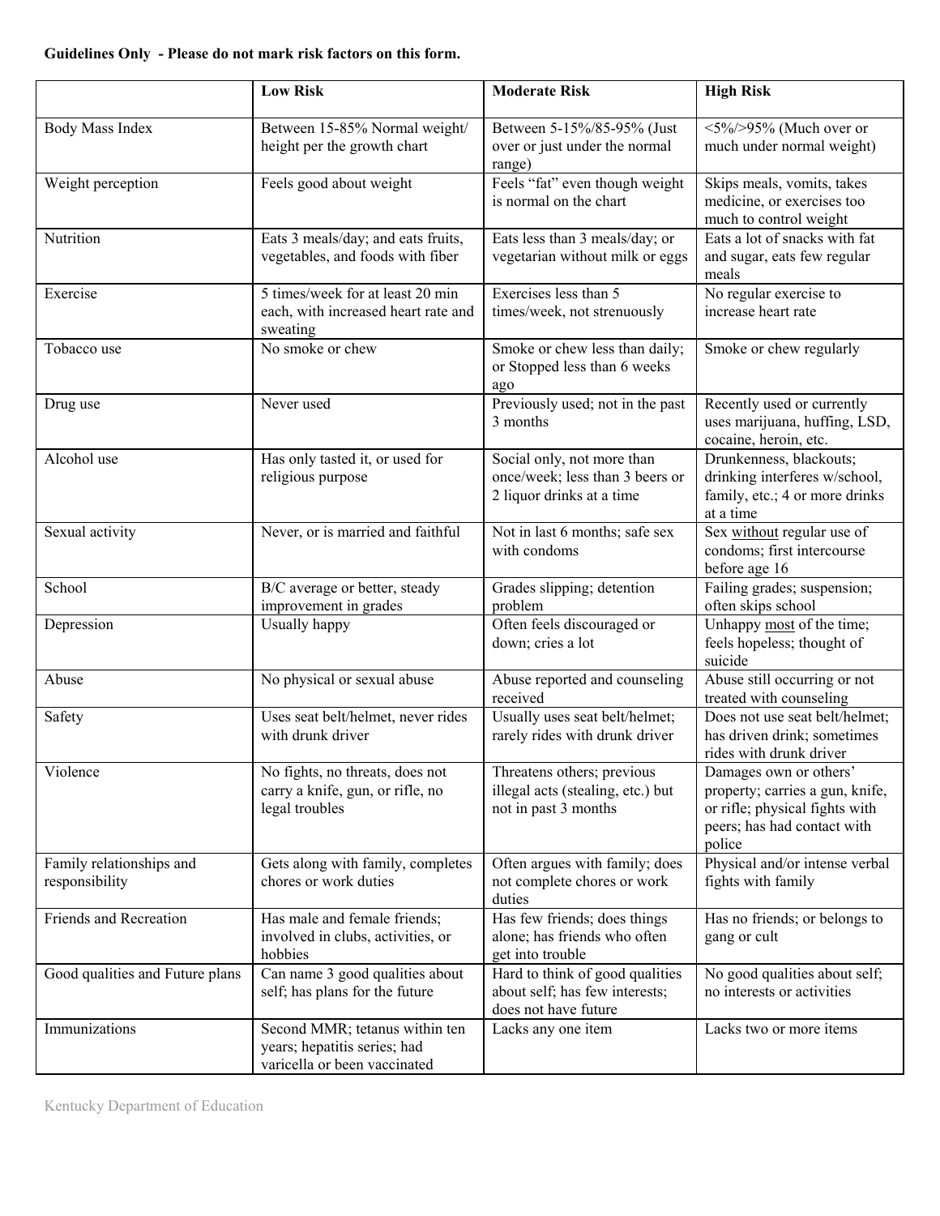**Guidelines Only - Please do not mark risk factors on this form.**

| | Low Risk | Moderate Risk | High Risk |
|---|---|---|---|
| Body Mass Index | Between 15-85% Normal weight/ height per the growth chart | Between 5-15%/85-95% (Just over or just under the normal range) | <5%/>95% (Much over or much under normal weight) |
| Weight perception | Feels good about weight | Feels "fat" even though weight is normal on the chart | Skips meals, vomits, takes medicine, or exercises too much to control weight |
| Nutrition | Eats 3 meals/day; and eats fruits, vegetables, and foods with fiber | Eats less than 3 meals/day; or vegetarian without milk or eggs | Eats a lot of snacks with fat and sugar, eats few regular meals |
| Exercise | 5 times/week for at least 20 min each, with increased heart rate and sweating | Exercises less than 5 times/week, not strenuously | No regular exercise to increase heart rate |
| Tobacco use | No smoke or chew | Smoke or chew less than daily; or Stopped less than 6 weeks ago | Smoke or chew regularly |
| Drug use | Never used | Previously used; not in the past 3 months | Recently used or currently uses marijuana, huffing, LSD, cocaine, heroin, etc. |
| Alcohol use | Has only tasted it, or used for religious purpose | Social only, not more than once/week; less than 3 beers or 2 liquor drinks at a time | Drunkenness, blackouts; drinking interferes w/school, family, etc.; 4 or more drinks at a time |
| Sexual activity | Never, or is married and faithful | Not in last 6 months; safe sex with condoms | Sex without regular use of condoms; first intercourse before age 16 |
| School | B/C average or better, steady improvement in grades | Grades slipping; detention problem | Failing grades; suspension; often skips school |
| Depression | Usually happy | Often feels discouraged or down; cries a lot | Unhappy most of the time; feels hopeless; thought of suicide |
| Abuse | No physical or sexual abuse | Abuse reported and counseling received | Abuse still occurring or not treated with counseling |
| Safety | Uses seat belt/helmet, never rides with drunk driver | Usually uses seat belt/helmet; rarely rides with drunk driver | Does not use seat belt/helmet; has driven drink; sometimes rides with drunk driver |
| Violence | No fights, no threats, does not carry a knife, gun, or rifle, no legal troubles | Threatens others; previous illegal acts (stealing, etc.) but not in past 3 months | Damages own or others' property; carries a gun, knife, or rifle; physical fights with peers; has had contact with police |
| Family relationships and responsibility | Gets along with family, completes chores or work duties | Often argues with family; does not complete chores or work duties | Physical and/or intense verbal fights with family |
| Friends and Recreation | Has male and female friends; involved in clubs, activities, or hobbies | Has few friends; does things alone; has friends who often get into trouble | Has no friends; or belongs to gang or cult |
| Good qualities and Future plans | Can name 3 good qualities about self; has plans for the future | Hard to think of good qualities about self; has few interests; does not have future | No good qualities about self; no interests or activities |
| Immunizations | Second MMR; tetanus within ten years; hepatitis series; had varicella or been vaccinated | Lacks any one item | Lacks two or more items |

Kentucky Department of Education